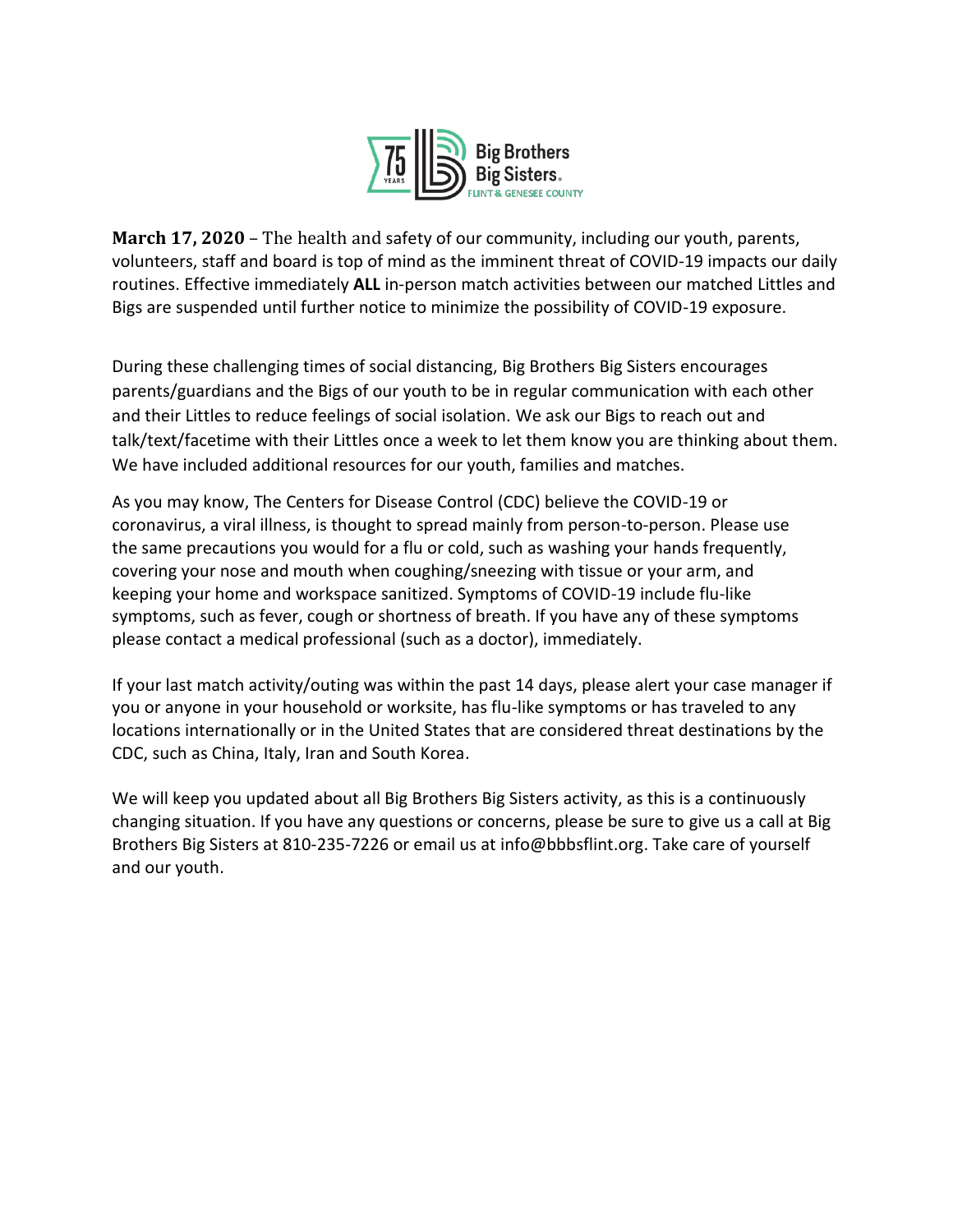**March 17, 2020** – The health and safety of our community, including our youth, parents, volunteers, staff and board is top of mind as the imminent threat of COVID-19 impacts our daily routines. Effective immediately **ALL** in-person match activities between our matched Littles and Bigs are suspended until further notice to minimize the possibility of COVID-19 exposure.

During these challenging times of social distancing, Big Brothers Big Sisters encourages parents/guardians and the Bigs of our youth to be in regular communication with each other and their Littles to reduce feelings of social isolation. We ask our Bigs to reach out and talk/text/facetime with their Littles once a week to let them know you are thinking about them. We have included additional resources for our youth, families and matches.

As you may know, The Centers for Disease Control (CDC) believe the COVID-19 or coronavirus, a viral illness, is thought to spread mainly from person-to-person. Please use the same precautions you would for a flu or cold, such as washing your hands frequently, covering your nose and mouth when coughing/sneezing with tissue or your arm, and keeping your home and workspace sanitized. Symptoms of COVID-19 include flu-like symptoms, such as fever, cough or shortness of breath. If you have any of these symptoms please contact a medical professional (such as a doctor), immediately.

If your last match activity/outing was within the past 14 days, please alert your case manager if you or anyone in your household or worksite, has flu-like symptoms or has traveled to any locations internationally or in the United States that are considered threat destinations by the CDC, such as China, Italy, Iran and South Korea.

We will keep you updated about all Big Brothers Big Sisters activity, as this is a continuously changing situation. If you have any questions or concerns, please be sure to give us a call at Big Brothers Big Sisters at 810-235-7226 or email us at info@bbbsflint.org. Take care of yourself and our youth.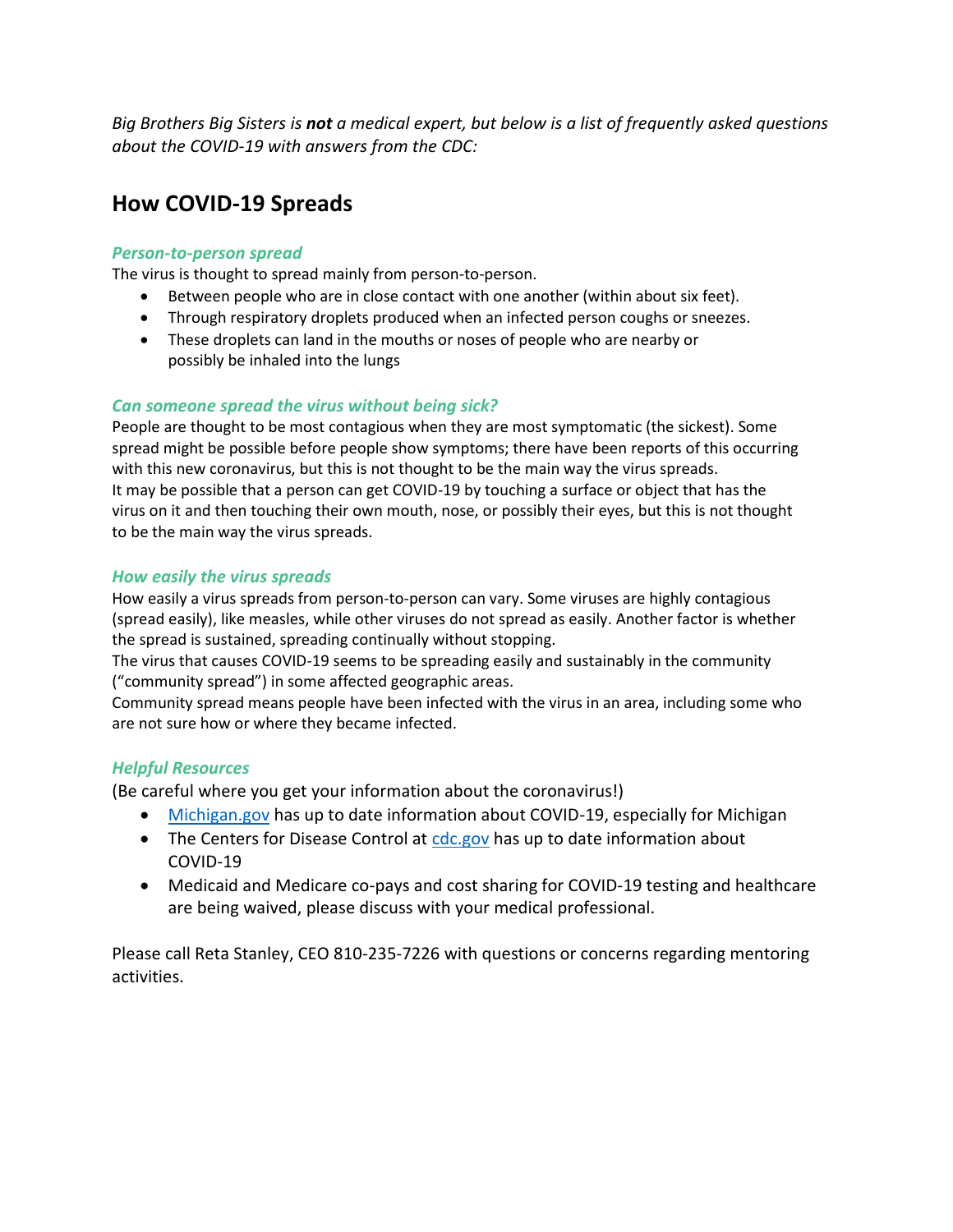*Big Brothers Big Sisters is **not** a medical expert, but below is a list of frequently asked questions about the COVID-19 with answers from the CDC:*

## How COVID-19 Spreads

### *Person-to-person spread*

The virus is thought to spread mainly from person-to-person.

- Between people who are in close contact with one another (within about six feet).
- Through respiratory droplets produced when an infected person coughs or sneezes.
- These droplets can land in the mouths or noses of people who are nearby or possibly be inhaled into the lungs

### *Can someone spread the virus without being sick?*

People are thought to be most contagious when they are most symptomatic (the sickest). Some spread might be possible before people show symptoms; there have been reports of this occurring with this new coronavirus, but this is not thought to be the main way the virus spreads.
It may be possible that a person can get COVID-19 by touching a surface or object that has the virus on it and then touching their own mouth, nose, or possibly their eyes, but this is not thought to be the main way the virus spreads.

### *How easily the virus spreads*

How easily a virus spreads from person-to-person can vary. Some viruses are highly contagious (spread easily), like measles, while other viruses do not spread as easily. Another factor is whether the spread is sustained, spreading continually without stopping.
The virus that causes COVID-19 seems to be spreading easily and sustainably in the community ("community spread") in some affected geographic areas.
Community spread means people have been infected with the virus in an area, including some who are not sure how or where they became infected.

### *Helpful Resources*

(Be careful where you get your information about the coronavirus!)

- [Michigan.gov](Michigan.gov) has up to date information about COVID-19, especially for Michigan
- The Centers for Disease Control at [cdc.gov](cdc.gov) has up to date information about COVID-19
- Medicaid and Medicare co-pays and cost sharing for COVID-19 testing and healthcare are being waived, please discuss with your medical professional.

Please call Reta Stanley, CEO 810-235-7226 with questions or concerns regarding mentoring activities.